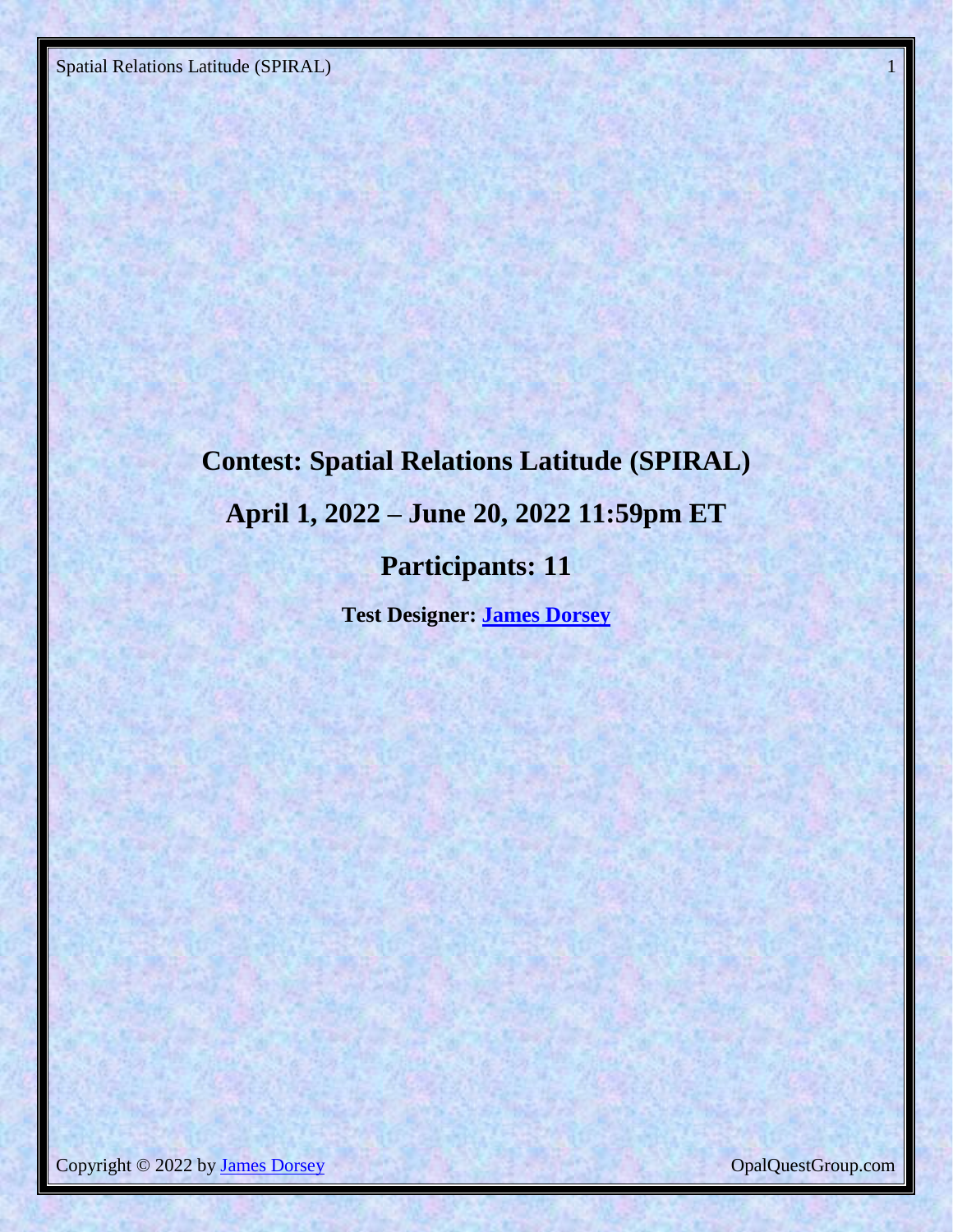# Contest: Spatial Relations Latitude (SPIRAL)

## April 1, 2022 – June 20, 2022 11:59pm ET

## Participants: 11

**Test Designer: James Dorsey**

Copyright © 2022 by James Dorsey

OpalQuestGroup.com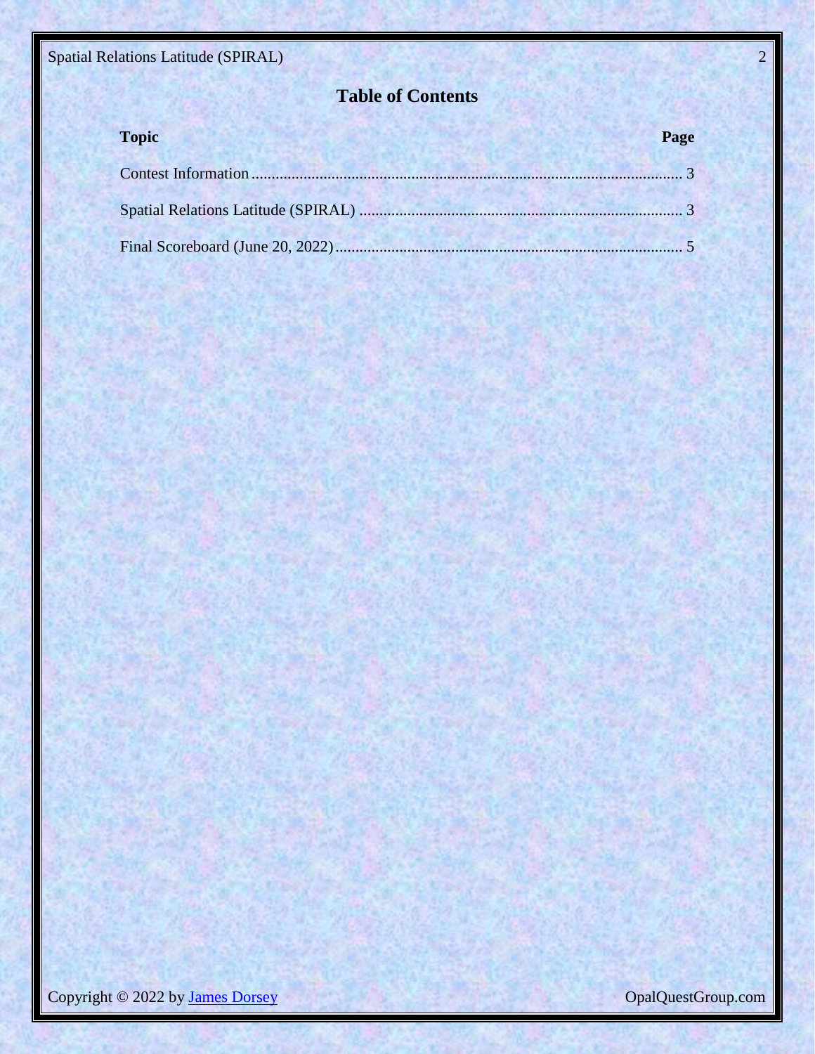# Table of Contents

| Topic | Page |
| --- | --- |
| Contest Information | 3 |
| Spatial Relations Latitude (SPIRAL) | 3 |
| Final Scoreboard (June 20, 2022) | 5 |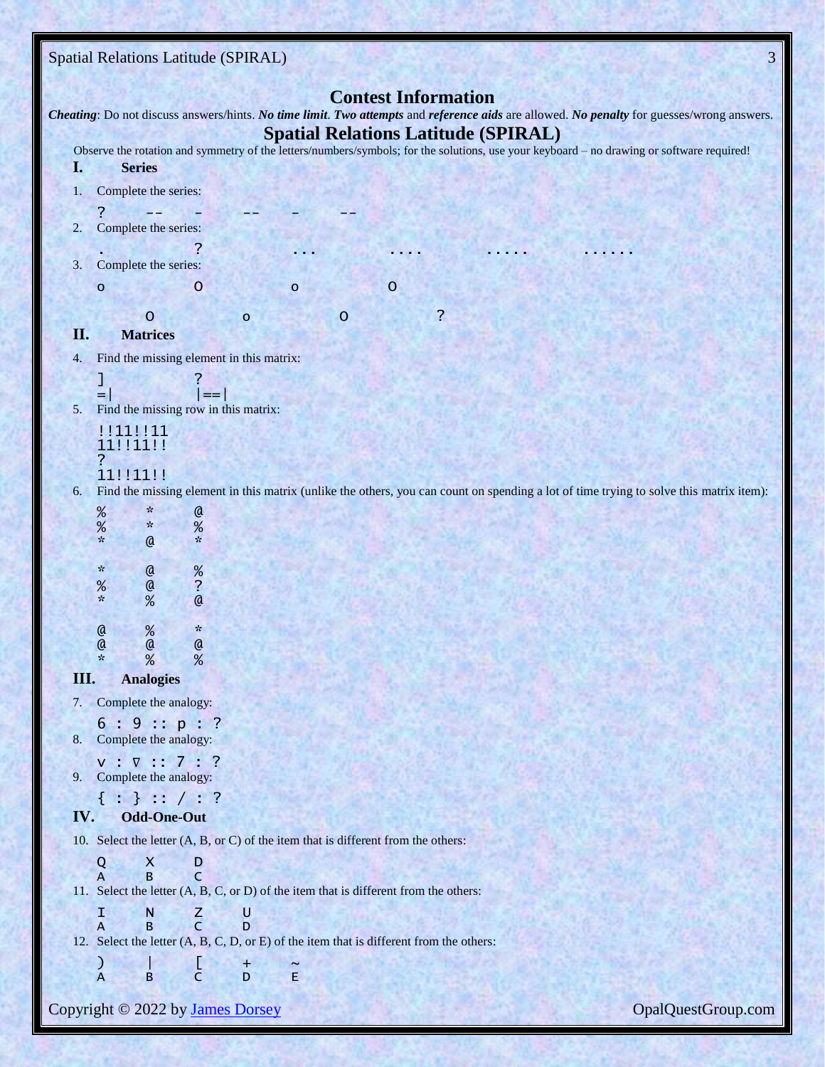# Contest Information

***Cheating***: Do not discuss answers/hints. ***No time limit***. ***Two attempts*** and ***reference aids*** are allowed. ***No penalty*** for guesses/wrong answers.

## Spatial Relations Latitude (SPIRAL)

Observe the rotation and symmetry of the letters/numbers/symbols; for the solutions, use your keyboard – no drawing or software required!

### I. Series

1. Complete the series:

```
?    --    -    --    -    --
```

2. Complete the series:

```
.        ?        ...        ....        .....        ......
```

3. Complete the series:

```
o        O        o        O

    O        o        O        ?
```

### II. Matrices

4. Find the missing element in this matrix:

```
]         ?
=|        |==|
```

5. Find the missing row in this matrix:

```
!!11!!11
11!!11!!
?
11!!11!!
```

6. Find the missing element in this matrix (unlike the others, you can count on spending a lot of time trying to solve this matrix item):

```
%    *    @
%    *    %
*    @    *

*    @    %
%    @    ?
*    %    @

@    %    *
@    @    @
*    %    %
```

### III. Analogies

7. Complete the analogy:

```
6 : 9 :: p : ?
```

8. Complete the analogy:

```
v : ∇ :: 7 : ?
```

9. Complete the analogy:

```
{ : } :: / : ?
```

### IV. Odd-One-Out

10. Select the letter (A, B, or C) of the item that is different from the others:

```
Q    X    D
A    B    C
```

11. Select the letter (A, B, C, or D) of the item that is different from the others:

```
I    N    Z    U
A    B    C    D
```

12. Select the letter (A, B, C, D, or E) of the item that is different from the others:

```
)    |    [    +    ~
A    B    C    D    E
```

Copyright © 2022 by James Dorsey

OpalQuestGroup.com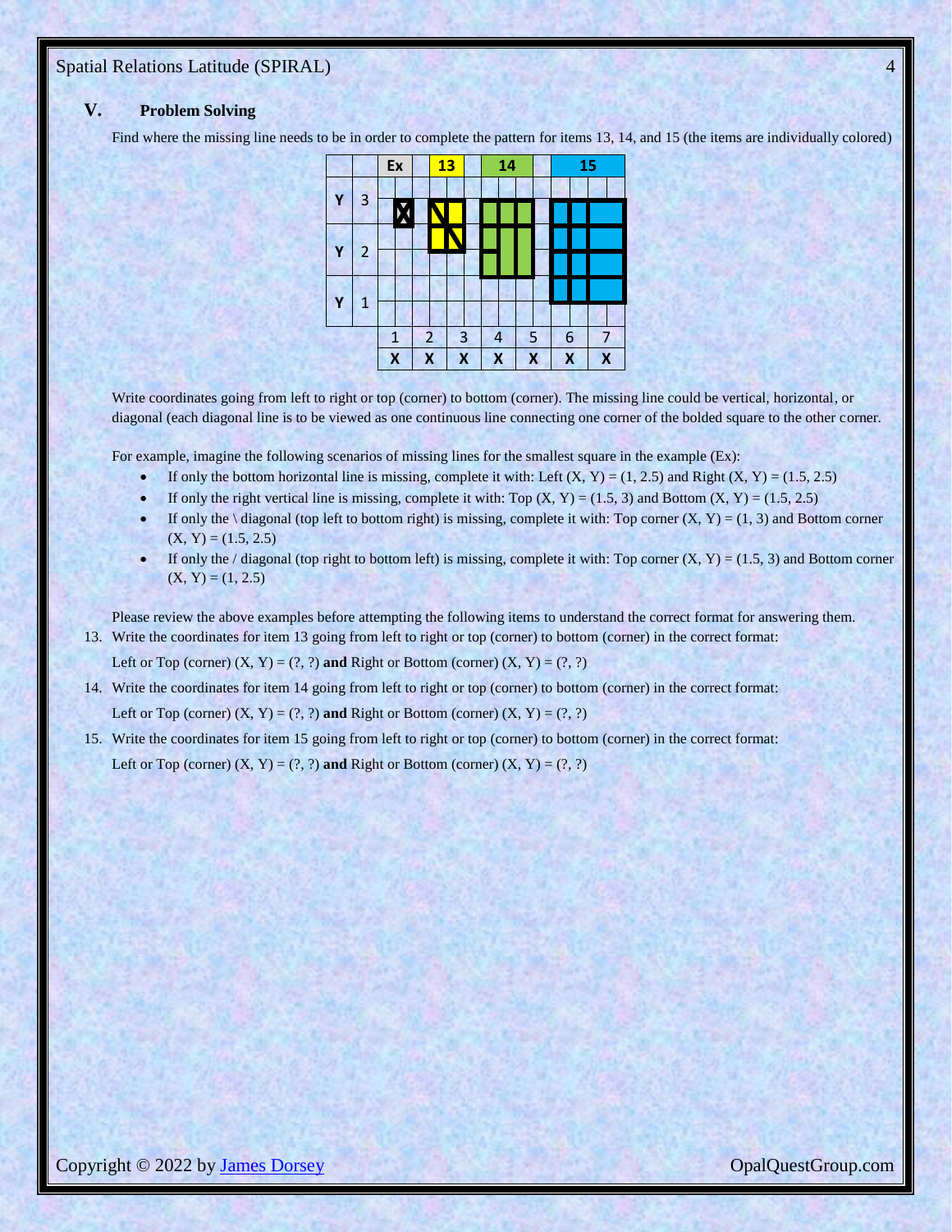## V. Problem Solving

Find where the missing line needs to be in order to complete the pattern for items 13, 14, and 15 (the items are individually colored)

| | | Ex | | 13 | | 14 | | | 15 | |
|---|---|---|---|---|---|---|---|---|---|---|
| Y | 3 | | | | | | | | | |
| Y | 2 | | | | | | | | | |
| Y | 1 | | | | | | | | | |
| | | 1 | 2 | 3 | 4 | 5 | 6 | 7 | | |
| | | X | X | X | X | X | X | X | | |

Write coordinates going from left to right or top (corner) to bottom (corner). The missing line could be vertical, horizontal, or diagonal (each diagonal line is to be viewed as one continuous line connecting one corner of the bolded square to the other corner.

For example, imagine the following scenarios of missing lines for the smallest square in the example (Ex):

- If only the bottom horizontal line is missing, complete it with: Left (X, Y) = (1, 2.5) and Right (X, Y) = (1.5, 2.5)
- If only the right vertical line is missing, complete it with: Top (X, Y) = (1.5, 3) and Bottom (X, Y) = (1.5, 2.5)
- If only the \ diagonal (top left to bottom right) is missing, complete it with: Top corner (X, Y) = (1, 3) and Bottom corner (X, Y) = (1.5, 2.5)
- If only the / diagonal (top right to bottom left) is missing, complete it with: Top corner (X, Y) = (1.5, 3) and Bottom corner (X, Y) = (1, 2.5)

Please review the above examples before attempting the following items to understand the correct format for answering them.

13. Write the coordinates for item 13 going from left to right or top (corner) to bottom (corner) in the correct format:

    Left or Top (corner) (X, Y) = (?, ?) **and** Right or Bottom (corner) (X, Y) = (?, ?)

14. Write the coordinates for item 14 going from left to right or top (corner) to bottom (corner) in the correct format:

    Left or Top (corner) (X, Y) = (?, ?) **and** Right or Bottom (corner) (X, Y) = (?, ?)

15. Write the coordinates for item 15 going from left to right or top (corner) to bottom (corner) in the correct format:

    Left or Top (corner) (X, Y) = (?, ?) **and** Right or Bottom (corner) (X, Y) = (?, ?)

Copyright © 2022 by James Dorsey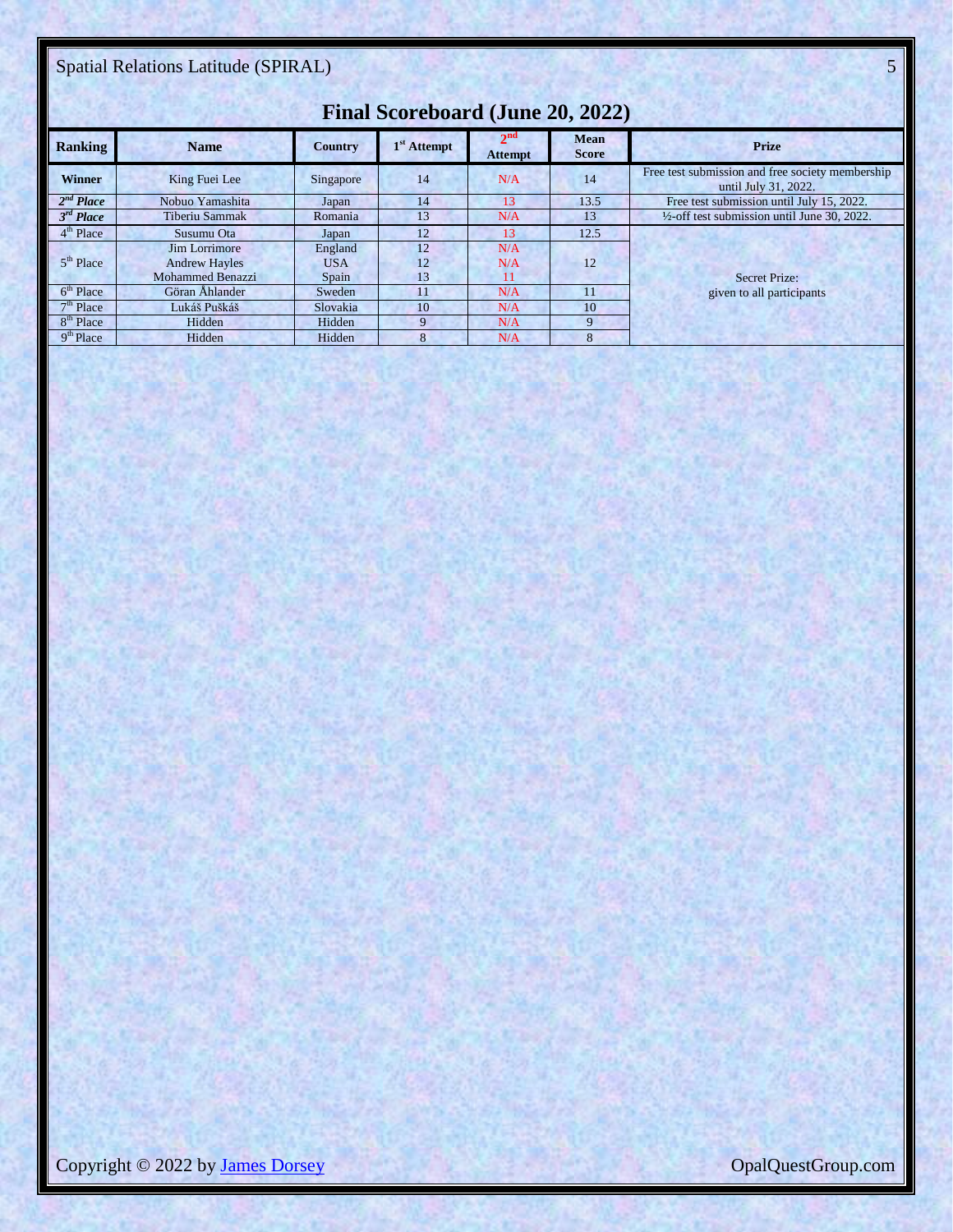## Final Scoreboard (June 20, 2022)

| Ranking | Name | Country | 1st Attempt | 2nd Attempt | Mean Score | Prize |
|---|---|---|---|---|---|---|
| **Winner** | King Fuei Lee | Singapore | 14 | N/A | 14 | Free test submission and free society membership until July 31, 2022. |
| ***2nd Place*** | Nobuo Yamashita | Japan | 14 | 13 | 13.5 | Free test submission until July 15, 2022. |
| ***3rd Place*** | Tiberiu Sammak | Romania | 13 | N/A | 13 | ½-off test submission until June 30, 2022. |
| 4th Place | Susumu Ota | Japan | 12 | 13 | 12.5 | Secret Prize: given to all participants |
| 5th Place | Jim Lorrimore | England | 12 | N/A | 12 | |
| | Andrew Hayles | USA | 12 | N/A | | |
| | Mohammed Benazzi | Spain | 13 | 11 | | |
| 6th Place | Göran Åhlander | Sweden | 11 | N/A | 11 | |
| 7th Place | Lukáš Puškáš | Slovakia | 10 | N/A | 10 | |
| 8th Place | Hidden | Hidden | 9 | N/A | 9 | |
| 9th Place | Hidden | Hidden | 8 | N/A | 8 | |

Copyright © 2022 by James Dorsey

OpalQuestGroup.com